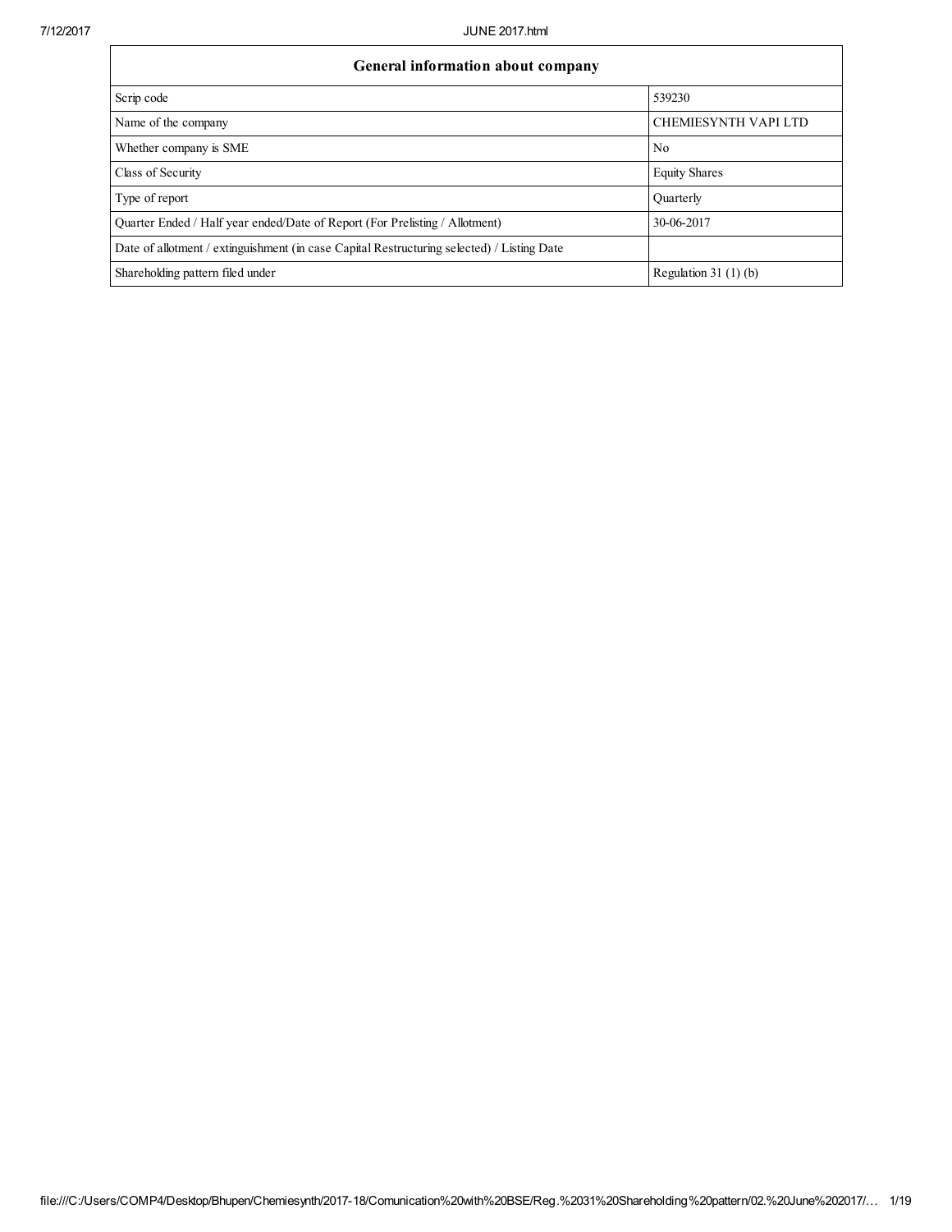| General information about company | |
|---|---|
| Scrip code | 539230 |
| Name of the company | CHEMIESYNTH VAPI LTD |
| Whether company is SME | No |
| Class of Security | Equity Shares |
| Type of report | Quarterly |
| Quarter Ended / Half year ended/Date of Report (For Prelisting / Allotment) | 30-06-2017 |
| Date of allotment / extinguishment (in case Capital Restructuring selected) / Listing Date | |
| Shareholding pattern filed under | Regulation 31 (1) (b) |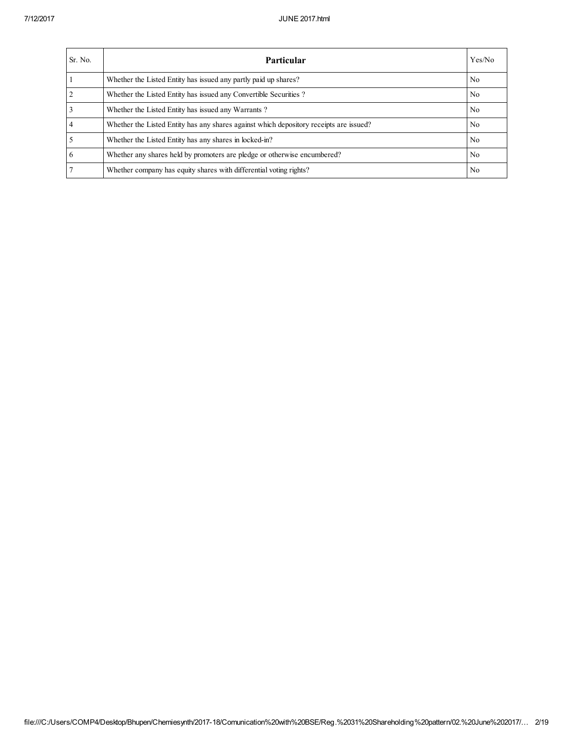| Sr. No. | Particular | Yes/No |
|---|---|---|
| 1 | Whether the Listed Entity has issued any partly paid up shares? | No |
| 2 | Whether the Listed Entity has issued any Convertible Securities ? | No |
| 3 | Whether the Listed Entity has issued any Warrants ? | No |
| 4 | Whether the Listed Entity has any shares against which depository receipts are issued? | No |
| 5 | Whether the Listed Entity has any shares in locked-in? | No |
| 6 | Whether any shares held by promoters are pledge or otherwise encumbered? | No |
| 7 | Whether company has equity shares with differential voting rights? | No |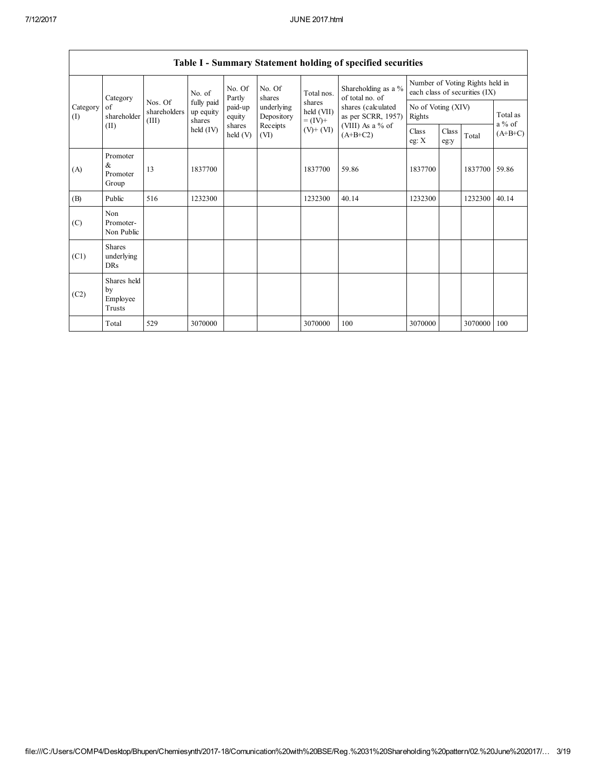## Table I - Summary Statement holding of specified securities

| Category (I) | Category of shareholder (II) | Nos. Of shareholders (III) | No. of fully paid up equity shares held (IV) | No. Of Partly paid-up equity shares held (V) | No. Of shares underlying Depository Receipts (VI) | Total nos. shares held (VII) = (IV)+ (V)+ (VI) | Shareholding as a % of total no. of shares (calculated as per SCRR, 1957) (VIII) As a % of (A+B+C2) | Number of Voting Rights held in each class of securities (IX) | | | |
|---|---|---|---|---|---|---|---|---|---|---|---|
| | | | | | | | | No of Voting (XIV) Rights | | | Total as a % of (A+B+C) |
| | | | | | | | | Class eg: X | Class eg:y | Total | |
| (A) | Promoter & Promoter Group | 13 | 1837700 | | | 1837700 | 59.86 | 1837700 | | 1837700 | 59.86 |
| (B) | Public | 516 | 1232300 | | | 1232300 | 40.14 | 1232300 | | 1232300 | 40.14 |
| (C) | Non Promoter- Non Public | | | | | | | | | | |
| (C1) | Shares underlying DRs | | | | | | | | | | |
| (C2) | Shares held by Employee Trusts | | | | | | | | | | |
| | Total | 529 | 3070000 | | | 3070000 | 100 | 3070000 | | 3070000 | 100 |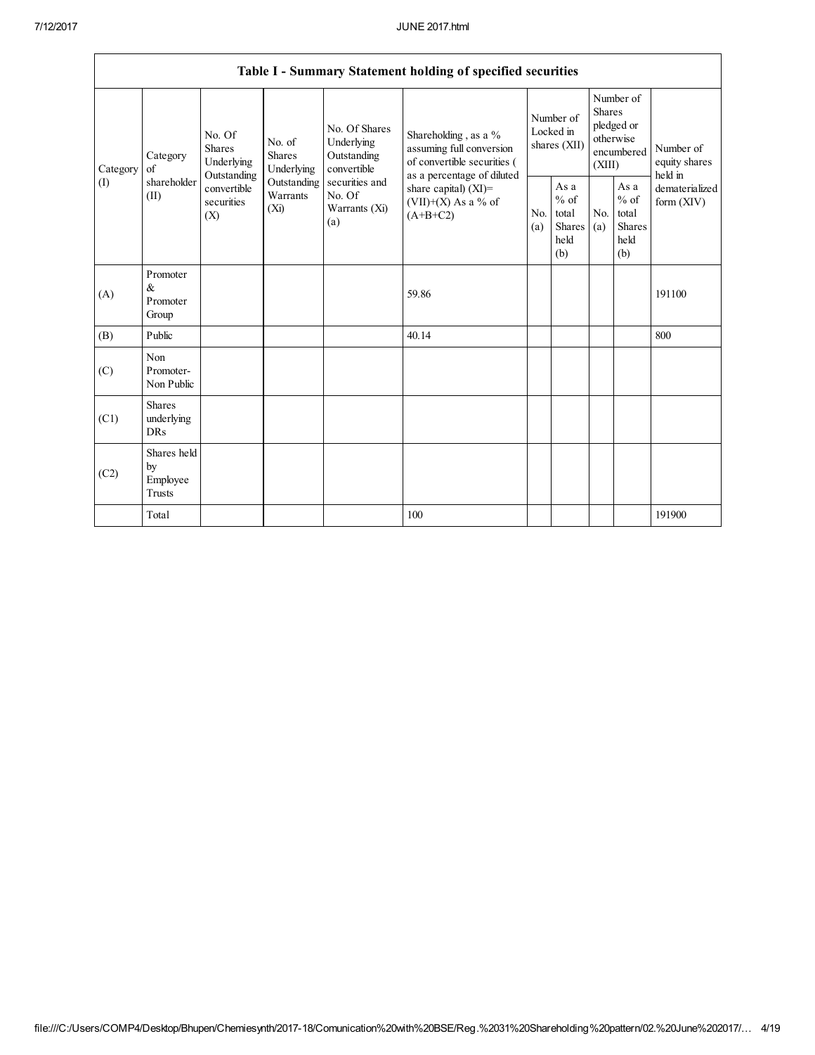| Table I - Summary Statement holding of specified securities | | | | | | | | | | | |
|---|---|---|---|---|---|---|---|---|---|---|---|
| Category (I) | Category of shareholder (II) | No. Of Shares Underlying Outstanding convertible securities (X) | No. of Shares Underlying Outstanding Warrants (Xi) | No. Of Shares Underlying Outstanding convertible securities and No. Of Warrants (Xi) (a) | Shareholding , as a % assuming full conversion of convertible securities ( as a percentage of diluted share capital) (XI)= (VII)+(X) As a % of (A+B+C2) | Number of Locked in shares (XII) | | Number of Shares pledged or otherwise encumbered (XIII) | | Number of equity shares held in dematerialized form (XIV) |
| | | | | | | No. (a) | As a % of total Shares held (b) | No. (a) | As a % of total Shares held (b) | |
| (A) | Promoter & Promoter Group | | | | 59.86 | | | | | 191100 |
| (B) | Public | | | | 40.14 | | | | | 800 |
| (C) | Non Promoter- Non Public | | | | | | | | | |
| (C1) | Shares underlying DRs | | | | | | | | | |
| (C2) | Shares held by Employee Trusts | | | | | | | | | |
| | Total | | | | 100 | | | | | 191900 |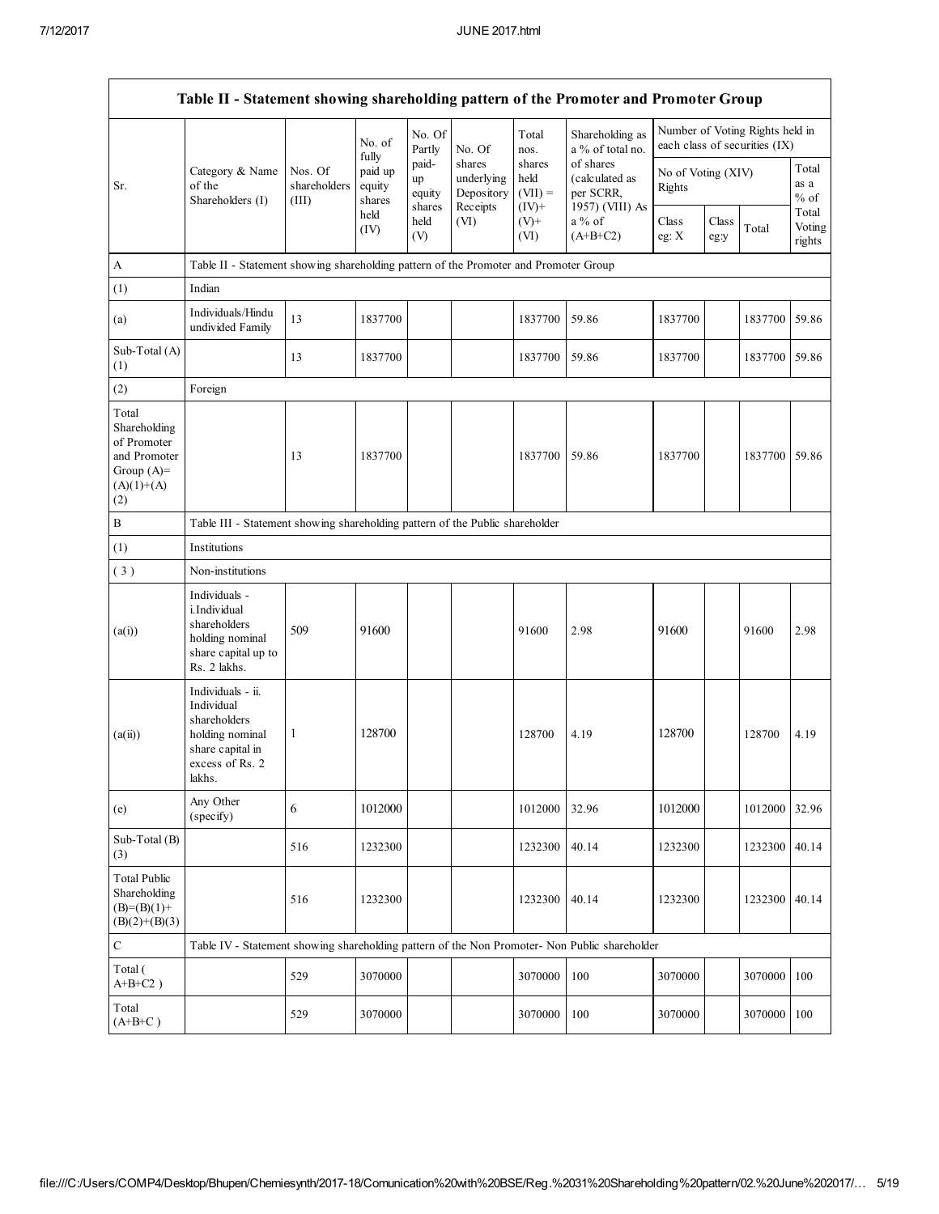| Table II - Statement showing shareholding pattern of the Promoter and Promoter Group | | | | | | | | | | | |
|---|---|---|---|---|---|---|---|---|---|---|---|
| Sr. | Category & Name of the Shareholders (I) | Nos. Of shareholders (III) | No. of fully paid up equity shares held (IV) | No. Of Partly paid-up equity shares held (V) | No. Of shares underlying Depository Receipts (VI) | Total nos. shares held (VII) = (IV)+ (V)+ (VI) | Shareholding as a % of total no. of shares (calculated as per SCRR, 1957) (VIII) As a % of (A+B+C2) | Number of Voting Rights held in each class of securities (IX) | | | |
| | | | | | | | | No of Voting (XIV) Rights | | | Total as a % of Total Voting rights |
| | | | | | | | | Class eg: X | Class eg:y | Total | |
| A | Table II - Statement showing shareholding pattern of the Promoter and Promoter Group | | | | | | | | | | |
| (1) | Indian | | | | | | | | | | |
| (a) | Individuals/Hindu undivided Family | 13 | 1837700 | | | 1837700 | 59.86 | 1837700 | | 1837700 | 59.86 |
| Sub-Total (A) (1) | | 13 | 1837700 | | | 1837700 | 59.86 | 1837700 | | 1837700 | 59.86 |
| (2) | Foreign | | | | | | | | | | |
| Total Shareholding of Promoter and Promoter Group (A)= (A)(1)+(A)(2) | | 13 | 1837700 | | | 1837700 | 59.86 | 1837700 | | 1837700 | 59.86 |
| B | Table III - Statement showing shareholding pattern of the Public shareholder | | | | | | | | | | |
| (1) | Institutions | | | | | | | | | | |
| ( 3 ) | Non-institutions | | | | | | | | | | |
| (a(i)) | Individuals - i.Individual shareholders holding nominal share capital up to Rs. 2 lakhs. | 509 | 91600 | | | 91600 | 2.98 | 91600 | | 91600 | 2.98 |
| (a(ii)) | Individuals - ii. Individual shareholders holding nominal share capital in excess of Rs. 2 lakhs. | 1 | 128700 | | | 128700 | 4.19 | 128700 | | 128700 | 4.19 |
| (e) | Any Other (specify) | 6 | 1012000 | | | 1012000 | 32.96 | 1012000 | | 1012000 | 32.96 |
| Sub-Total (B) (3) | | 516 | 1232300 | | | 1232300 | 40.14 | 1232300 | | 1232300 | 40.14 |
| Total Public Shareholding (B)=(B)(1)+(B)(2)+(B)(3) | | 516 | 1232300 | | | 1232300 | 40.14 | 1232300 | | 1232300 | 40.14 |
| C | Table IV - Statement showing shareholding pattern of the Non Promoter- Non Public shareholder | | | | | | | | | | |
| Total ( A+B+C2 ) | | 529 | 3070000 | | | 3070000 | 100 | 3070000 | | 3070000 | 100 |
| Total (A+B+C ) | | 529 | 3070000 | | | 3070000 | 100 | 3070000 | | 3070000 | 100 |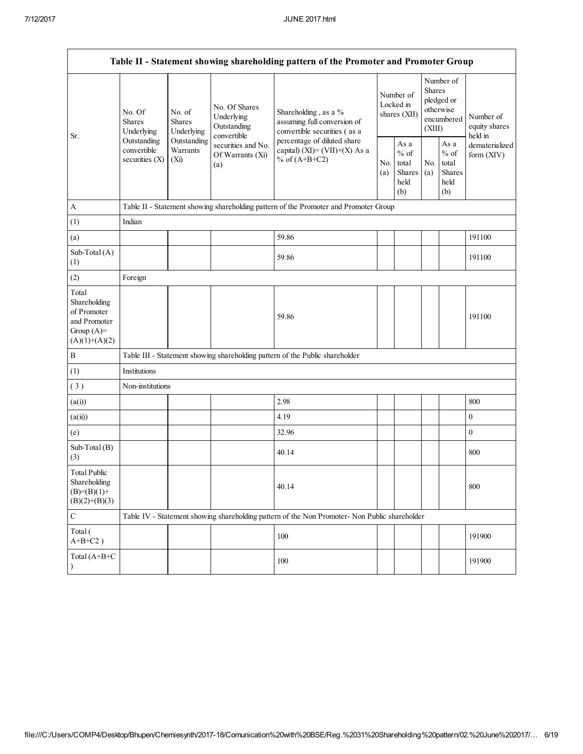| Table II - Statement showing shareholding pattern of the Promoter and Promoter Group | | | | | | | | | |
|---|---|---|---|---|---|---|---|---|---|
| Sr. | No. Of Shares Underlying Outstanding convertible securities (X) | No. of Shares Underlying Outstanding Warrants (Xi) | No. Of Shares Underlying Outstanding convertible securities and No. Of Warrants (Xi) (a) | Shareholding , as a % assuming full conversion of convertible securities ( as a percentage of diluted share capital) (XI)= (VII)+(X) As a % of (A+B+C2) | Number of Locked in shares (XII) | | Number of Shares pledged or otherwise encumbered (XIII) | | Number of equity shares held in dematerialized form (XIV) |
| | | | | | No. (a) | As a % of total Shares held (b) | No. (a) | As a % of total Shares held (b) | |
| A | Table II - Statement showing shareholding pattern of the Promoter and Promoter Group | | | | | | | | |
| (1) | Indian | | | | | | | | |
| (a) | | | | 59.86 | | | | | 191100 |
| Sub-Total (A) (1) | | | | 59.86 | | | | | 191100 |
| (2) | Foreign | | | | | | | | |
| Total Shareholding of Promoter and Promoter Group (A)= (A)(1)+(A)(2) | | | | 59.86 | | | | | 191100 |
| B | Table III - Statement showing shareholding pattern of the Public shareholder | | | | | | | | |
| (1) | Institutions | | | | | | | | |
| ( 3 ) | Non-institutions | | | | | | | | |
| (a(i)) | | | | 2.98 | | | | | 800 |
| (a(ii)) | | | | 4.19 | | | | | 0 |
| (e) | | | | 32.96 | | | | | 0 |
| Sub-Total (B) (3) | | | | 40.14 | | | | | 800 |
| Total Public Shareholding (B)=(B)(1)+ (B)(2)+(B)(3) | | | | 40.14 | | | | | 800 |
| C | Table IV - Statement showing shareholding pattern of the Non Promoter- Non Public shareholder | | | | | | | | |
| Total ( A+B+C2 ) | | | | 100 | | | | | 191900 |
| Total (A+B+C ) | | | | 100 | | | | | 191900 |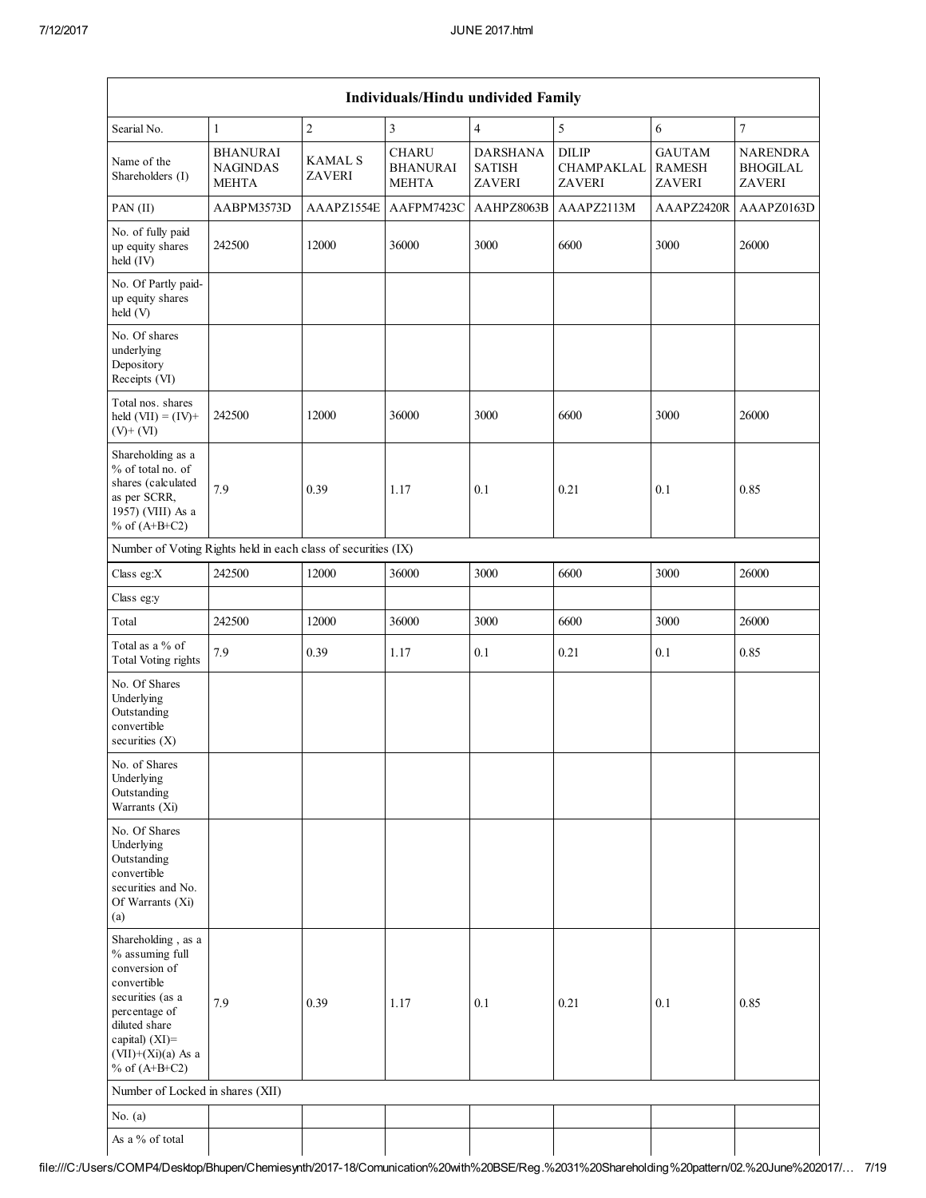| Individuals/Hindu undivided Family | | | | | | | |
|---|---|---|---|---|---|---|---|
| Searial No. | 1 | 2 | 3 | 4 | 5 | 6 | 7 |
| Name of the Shareholders (I) | BHANURAI NAGINDAS MEHTA | KAMAL S ZAVERI | CHARU BHANURAI MEHTA | DARSHANA SATISH ZAVERI | DILIP CHAMPAKLAL ZAVERI | GAUTAM RAMESH ZAVERI | NARENDRA BHOGILAL ZAVERI |
| PAN (II) | AABPM3573D | AAAPZ1554E | AAFPM7423C | AAHPZ8063B | AAAPZ2113M | AAAPZ2420R | AAAPZ0163D |
| No. of fully paid up equity shares held (IV) | 242500 | 12000 | 36000 | 3000 | 6600 | 3000 | 26000 |
| No. Of Partly paid-up equity shares held (V) | | | | | | | |
| No. Of shares underlying Depository Receipts (VI) | | | | | | | |
| Total nos. shares held (VII) = (IV)+ (V)+ (VI) | 242500 | 12000 | 36000 | 3000 | 6600 | 3000 | 26000 |
| Shareholding as a % of total no. of shares (calculated as per SCRR, 1957) (VIII) As a % of (A+B+C2) | 7.9 | 0.39 | 1.17 | 0.1 | 0.21 | 0.1 | 0.85 |
| Number of Voting Rights held in each class of securities (IX) | | | | | | | |
| Class eg:X | 242500 | 12000 | 36000 | 3000 | 6600 | 3000 | 26000 |
| Class eg:y | | | | | | | |
| Total | 242500 | 12000 | 36000 | 3000 | 6600 | 3000 | 26000 |
| Total as a % of Total Voting rights | 7.9 | 0.39 | 1.17 | 0.1 | 0.21 | 0.1 | 0.85 |
| No. Of Shares Underlying Outstanding convertible securities (X) | | | | | | | |
| No. of Shares Underlying Outstanding Warrants (Xi) | | | | | | | |
| No. Of Shares Underlying Outstanding convertible securities and No. Of Warrants (Xi) (a) | | | | | | | |
| Shareholding , as a % assuming full conversion of convertible securities (as a percentage of diluted share capital) (XI)= (VII)+(Xi)(a) As a % of (A+B+C2) | 7.9 | 0.39 | 1.17 | 0.1 | 0.21 | 0.1 | 0.85 |
| Number of Locked in shares (XII) | | | | | | | |
| No. (a) | | | | | | | |
| As a % of total | | | | | | | |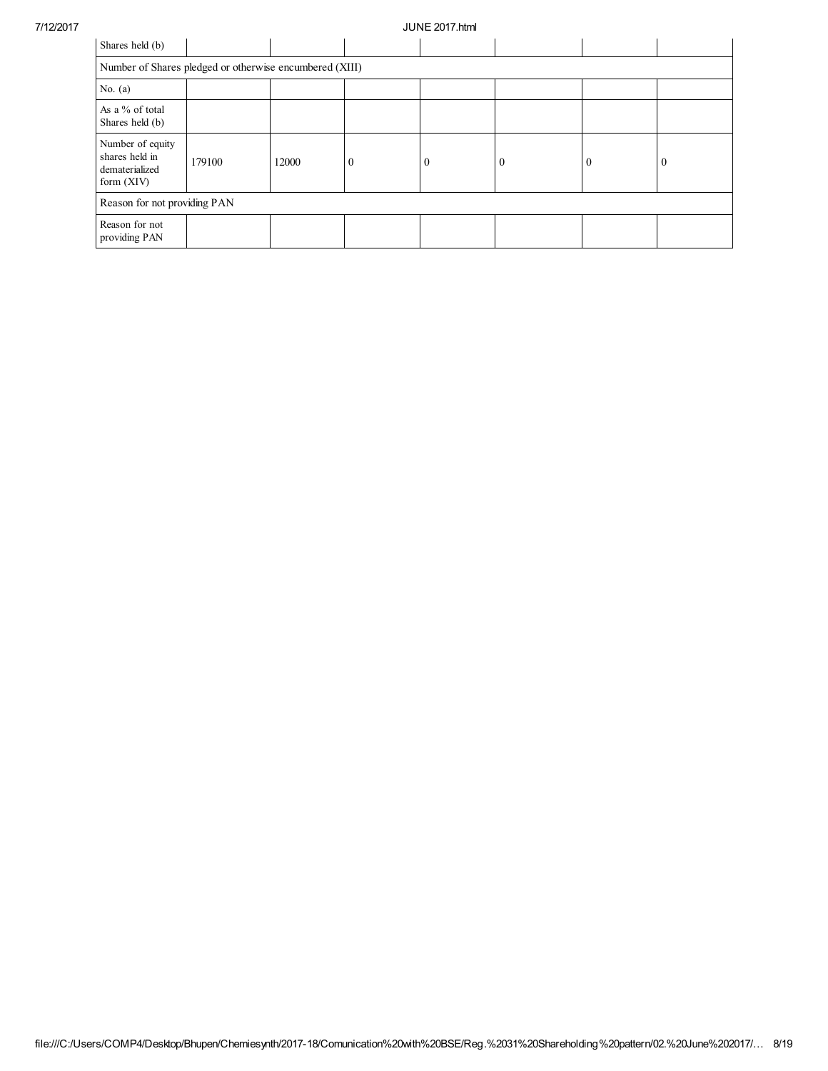| Shares held (b) | | | | | | | |
|---|---|---|---|---|---|---|---|
| Number of Shares pledged or otherwise encumbered (XIII) | | | | | | | |
| No. (a) | | | | | | | |
| As a % of total Shares held (b) | | | | | | | |
| Number of equity shares held in dematerialized form (XIV) | 179100 | 12000 | 0 | 0 | 0 | 0 | 0 |
| Reason for not providing PAN | | | | | | | |
| Reason for not providing PAN | | | | | | | |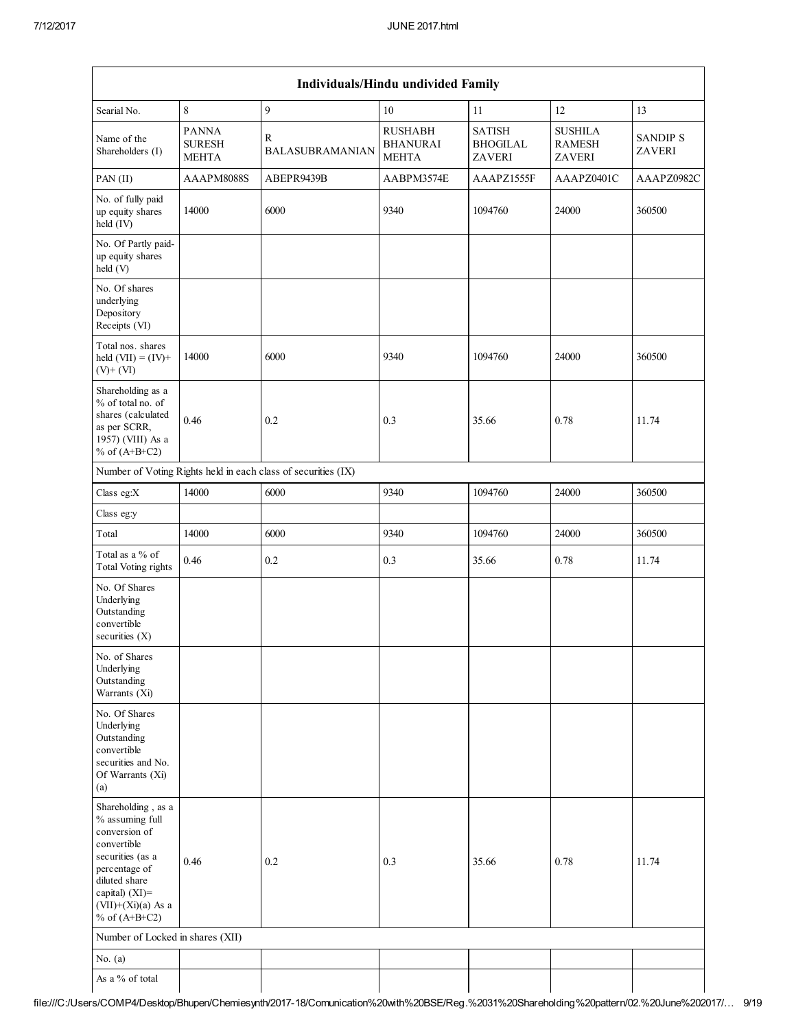| Individuals/Hindu undivided Family | | | | | | |
|---|---|---|---|---|---|---|
| Searial No. | 8 | 9 | 10 | 11 | 12 | 13 |
| Name of the Shareholders (I) | PANNA SURESH MEHTA | R BALASUBRAMANIAN | RUSHABH BHANURAI MEHTA | SATISH BHOGILAL ZAVERI | SUSHILA RAMESH ZAVERI | SANDIP S ZAVERI |
| PAN (II) | AAAPM8088S | ABEPR9439B | AABPM3574E | AAAPZ1555F | AAAPZ0401C | AAAPZ0982C |
| No. of fully paid up equity shares held (IV) | 14000 | 6000 | 9340 | 1094760 | 24000 | 360500 |
| No. Of Partly paid-up equity shares held (V) | | | | | | |
| No. Of shares underlying Depository Receipts (VI) | | | | | | |
| Total nos. shares held (VII) = (IV)+(V)+ (VI) | 14000 | 6000 | 9340 | 1094760 | 24000 | 360500 |
| Shareholding as a % of total no. of shares (calculated as per SCRR, 1957) (VIII) As a % of (A+B+C2) | 0.46 | 0.2 | 0.3 | 35.66 | 0.78 | 11.74 |
| Number of Voting Rights held in each class of securities (IX) | | | | | | |
| Class eg:X | 14000 | 6000 | 9340 | 1094760 | 24000 | 360500 |
| Class eg:y | | | | | | |
| Total | 14000 | 6000 | 9340 | 1094760 | 24000 | 360500 |
| Total as a % of Total Voting rights | 0.46 | 0.2 | 0.3 | 35.66 | 0.78 | 11.74 |
| No. Of Shares Underlying Outstanding convertible securities (X) | | | | | | |
| No. of Shares Underlying Outstanding Warrants (Xi) | | | | | | |
| No. Of Shares Underlying Outstanding convertible securities and No. Of Warrants (Xi) (a) | | | | | | |
| Shareholding , as a % assuming full conversion of convertible securities (as a percentage of diluted share capital) (XI)= (VII)+(Xi)(a) As a % of (A+B+C2) | 0.46 | 0.2 | 0.3 | 35.66 | 0.78 | 11.74 |
| Number of Locked in shares (XII) | | | | | | |
| No. (a) | | | | | | |
| As a % of total | | | | | | |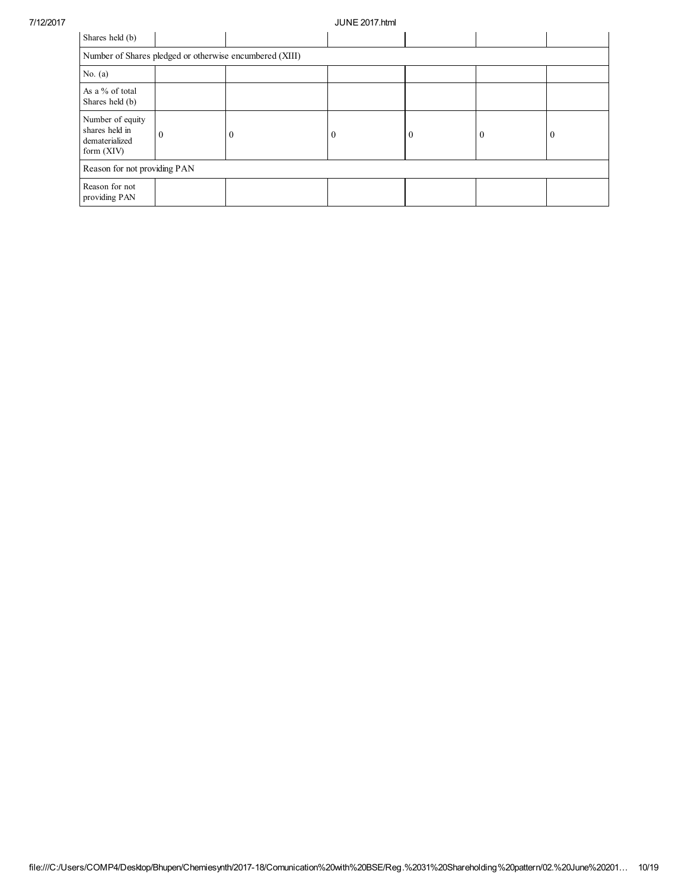| Shares held (b) | | | | | | |
|---|---|---|---|---|---|---|
| Number of Shares pledged or otherwise encumbered (XIII) | | | | | | |
| No. (a) | | | | | | |
| As a % of total Shares held (b) | | | | | | |
| Number of equity shares held in dematerialized form (XIV) | 0 | 0 | 0 | 0 | 0 | 0 |
| Reason for not providing PAN | | | | | | |
| Reason for not providing PAN | | | | | | |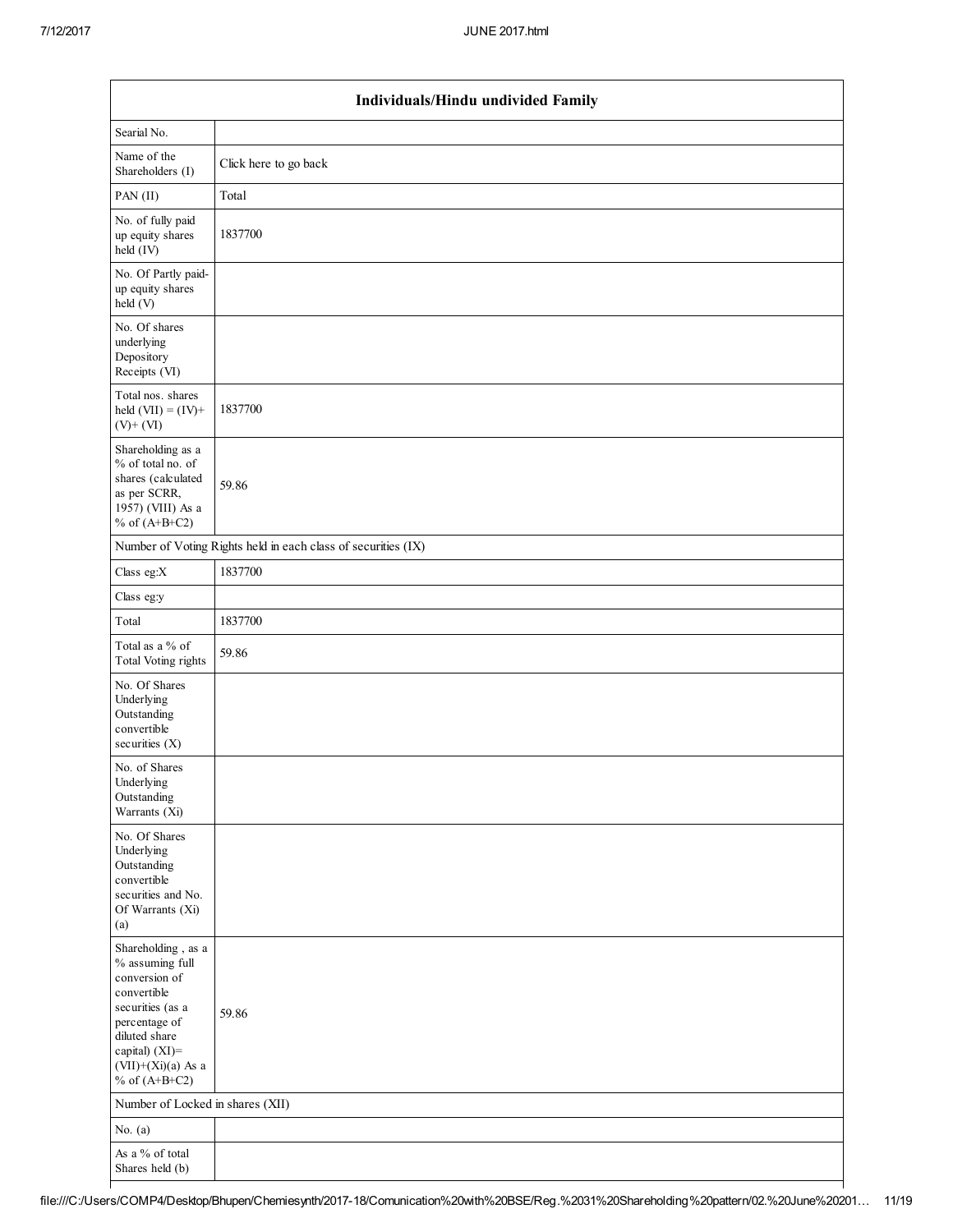| Individuals/Hindu undivided Family | |
|---|---|
| Searial No. | |
| Name of the Shareholders (I) | Click here to go back |
| PAN (II) | Total |
| No. of fully paid up equity shares held (IV) | 1837700 |
| No. Of Partly paid-up equity shares held (V) | |
| No. Of shares underlying Depository Receipts (VI) | |
| Total nos. shares held (VII) = (IV)+ (V)+ (VI) | 1837700 |
| Shareholding as a % of total no. of shares (calculated as per SCRR, 1957) (VIII) As a % of (A+B+C2) | 59.86 |
| Number of Voting Rights held in each class of securities (IX) | |
| Class eg:X | 1837700 |
| Class eg:y | |
| Total | 1837700 |
| Total as a % of Total Voting rights | 59.86 |
| No. Of Shares Underlying Outstanding convertible securities (X) | |
| No. of Shares Underlying Outstanding Warrants (Xi) | |
| No. Of Shares Underlying Outstanding convertible securities and No. Of Warrants (Xi) (a) | |
| Shareholding , as a % assuming full conversion of convertible securities (as a percentage of diluted share capital) (XI)= (VII)+(Xi)(a) As a % of (A+B+C2) | 59.86 |
| Number of Locked in shares (XII) | |
| No. (a) | |
| As a % of total Shares held (b) | |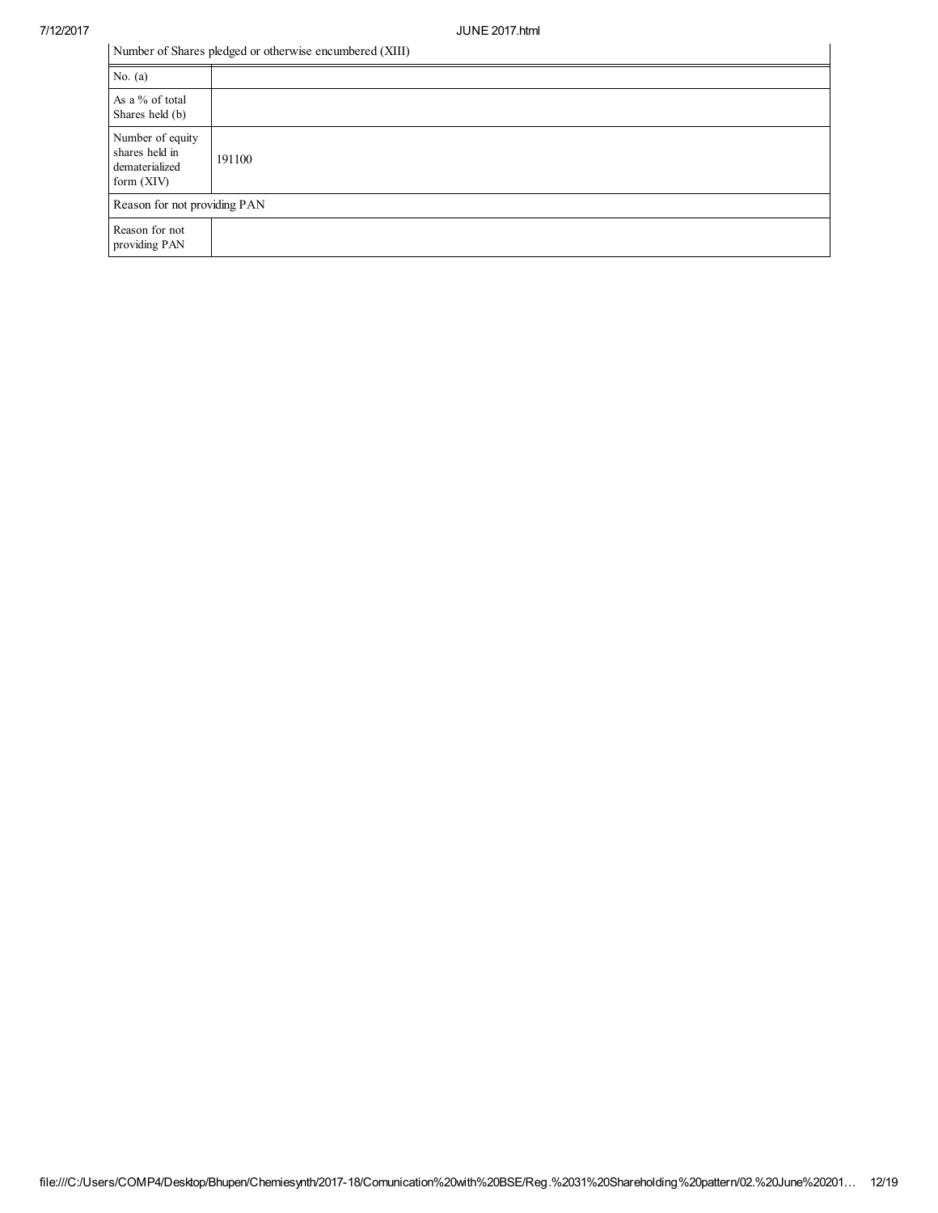| Number of Shares pledged or otherwise encumbered (XIII) | |
|---|---|
| No. (a) | |
| As a % of total Shares held (b) | |
| Number of equity shares held in dematerialized form (XIV) | 191100 |
| Reason for not providing PAN | |
| Reason for not providing PAN | |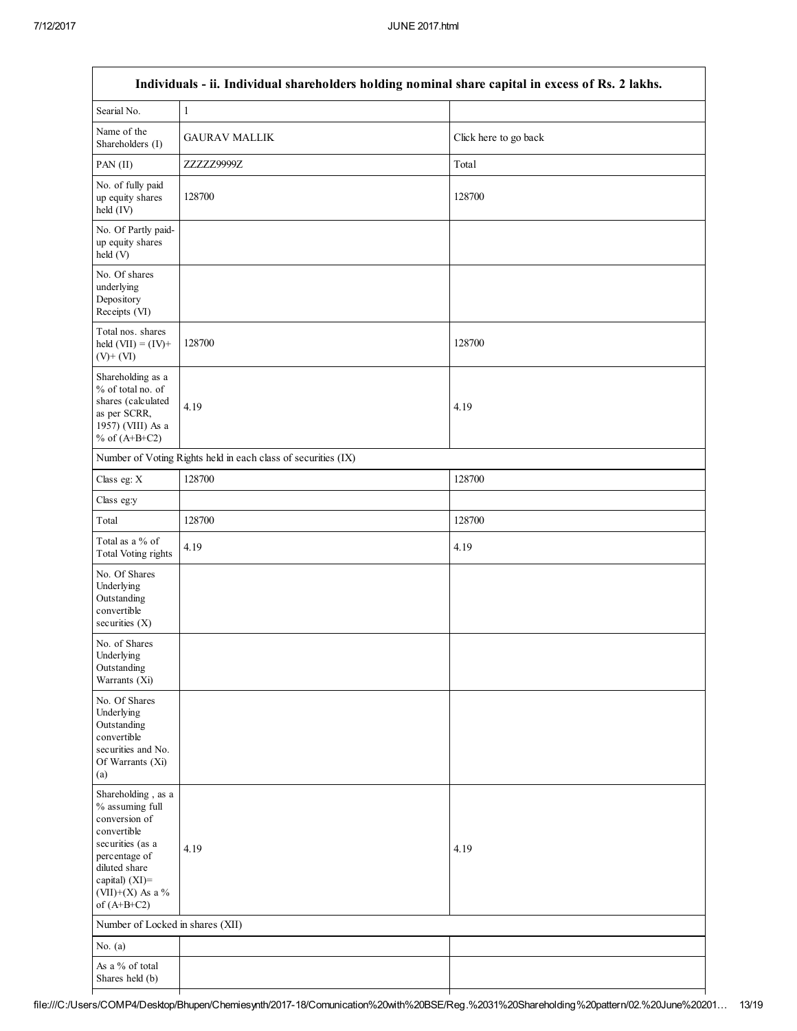| Individuals - ii. Individual shareholders holding nominal share capital in excess of Rs. 2 lakhs. | | |
|---|---|---|
| Searial No. | 1 | |
| Name of the Shareholders (I) | GAURAV MALLIK | Click here to go back |
| PAN (II) | ZZZZZ9999Z | Total |
| No. of fully paid up equity shares held (IV) | 128700 | 128700 |
| No. Of Partly paid-up equity shares held (V) | | |
| No. Of shares underlying Depository Receipts (VI) | | |
| Total nos. shares held (VII) = (IV)+ (V)+ (VI) | 128700 | 128700 |
| Shareholding as a % of total no. of shares (calculated as per SCRR, 1957) (VIII) As a % of (A+B+C2) | 4.19 | 4.19 |
| Number of Voting Rights held in each class of securities (IX) | | |
| Class eg: X | 128700 | 128700 |
| Class eg:y | | |
| Total | 128700 | 128700 |
| Total as a % of Total Voting rights | 4.19 | 4.19 |
| No. Of Shares Underlying Outstanding convertible securities (X) | | |
| No. of Shares Underlying Outstanding Warrants (Xi) | | |
| No. Of Shares Underlying Outstanding convertible securities and No. Of Warrants (Xi) (a) | | |
| Shareholding , as a % assuming full conversion of convertible securities (as a percentage of diluted share capital) (XI)= (VII)+(X) As a % of (A+B+C2) | 4.19 | 4.19 |
| Number of Locked in shares (XII) | | |
| No. (a) | | |
| As a % of total Shares held (b) | | |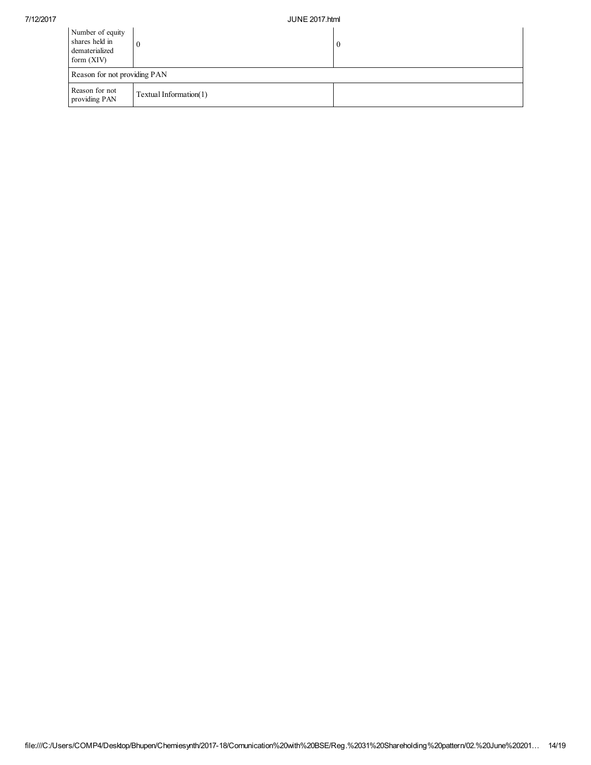| Number of equity shares held in dematerialized form (XIV) | 0 | 0 |
|---|---|---|
| Reason for not providing PAN | | |
| Reason for not providing PAN | Textual Information(1) | |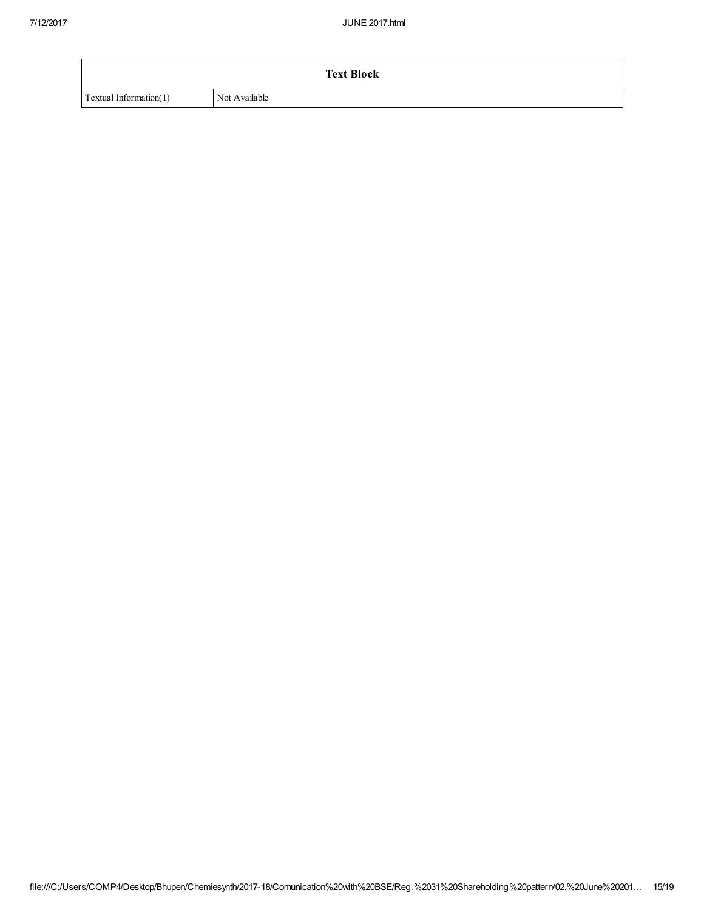| Text Block | |
|---|---|
| Textual Information(1) | Not Available |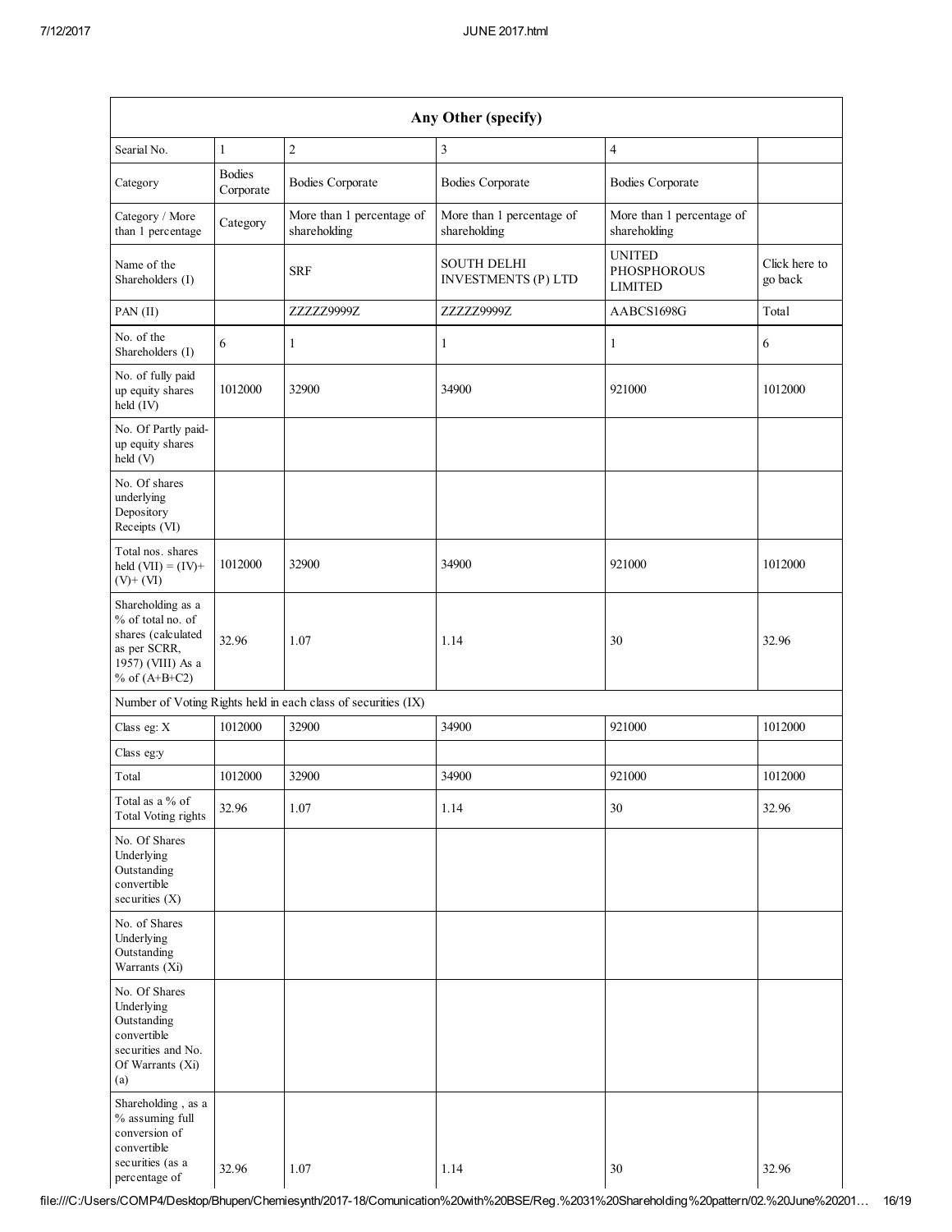| Any Other (specify) | | | | | |
|---|---|---|---|---|---|
| Searial No. | 1 | 2 | 3 | 4 | |
| Category | Bodies Corporate | Bodies Corporate | Bodies Corporate | Bodies Corporate | |
| Category / More than 1 percentage | Category | More than 1 percentage of shareholding | More than 1 percentage of shareholding | More than 1 percentage of shareholding | |
| Name of the Shareholders (I) | | SRF | SOUTH DELHI INVESTMENTS (P) LTD | UNITED PHOSPHOROUS LIMITED | Click here to go back |
| PAN (II) | | ZZZZZ9999Z | ZZZZZ9999Z | AABCS1698G | Total |
| No. of the Shareholders (I) | 6 | 1 | 1 | 1 | 6 |
| No. of fully paid up equity shares held (IV) | 1012000 | 32900 | 34900 | 921000 | 1012000 |
| No. Of Partly paid-up equity shares held (V) | | | | | |
| No. Of shares underlying Depository Receipts (VI) | | | | | |
| Total nos. shares held (VII) = (IV)+ (V)+ (VI) | 1012000 | 32900 | 34900 | 921000 | 1012000 |
| Shareholding as a % of total no. of shares (calculated as per SCRR, 1957) (VIII) As a % of (A+B+C2) | 32.96 | 1.07 | 1.14 | 30 | 32.96 |
| Number of Voting Rights held in each class of securities (IX) | | | | | |
| Class eg: X | 1012000 | 32900 | 34900 | 921000 | 1012000 |
| Class eg:y | | | | | |
| Total | 1012000 | 32900 | 34900 | 921000 | 1012000 |
| Total as a % of Total Voting rights | 32.96 | 1.07 | 1.14 | 30 | 32.96 |
| No. Of Shares Underlying Outstanding convertible securities (X) | | | | | |
| No. of Shares Underlying Outstanding Warrants (Xi) | | | | | |
| No. Of Shares Underlying Outstanding convertible securities and No. Of Warrants (Xi) (a) | | | | | |
| Shareholding , as a % assuming full conversion of convertible securities (as a percentage of | 32.96 | 1.07 | 1.14 | 30 | 32.96 |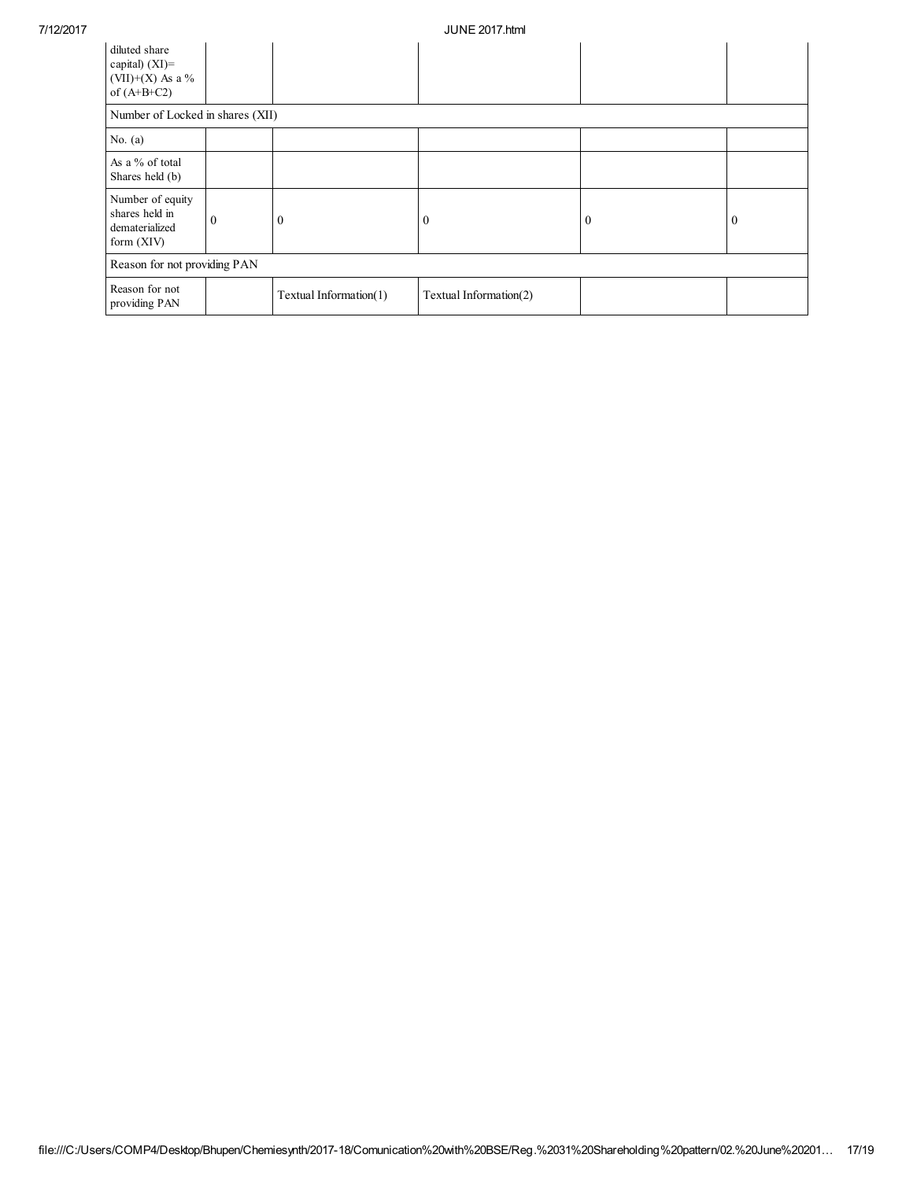| diluted share capital) (XI)= (VII)+(X) As a % of (A+B+C2) | | | | | |
|---|---|---|---|---|---|
| Number of Locked in shares (XII) | | | | | |
| No. (a) | | | | | |
| As a % of total Shares held (b) | | | | | |
| Number of equity shares held in dematerialized form (XIV) | 0 | 0 | 0 | 0 | 0 |
| Reason for not providing PAN | | | | | |
| Reason for not providing PAN | | Textual Information(1) | Textual Information(2) | | |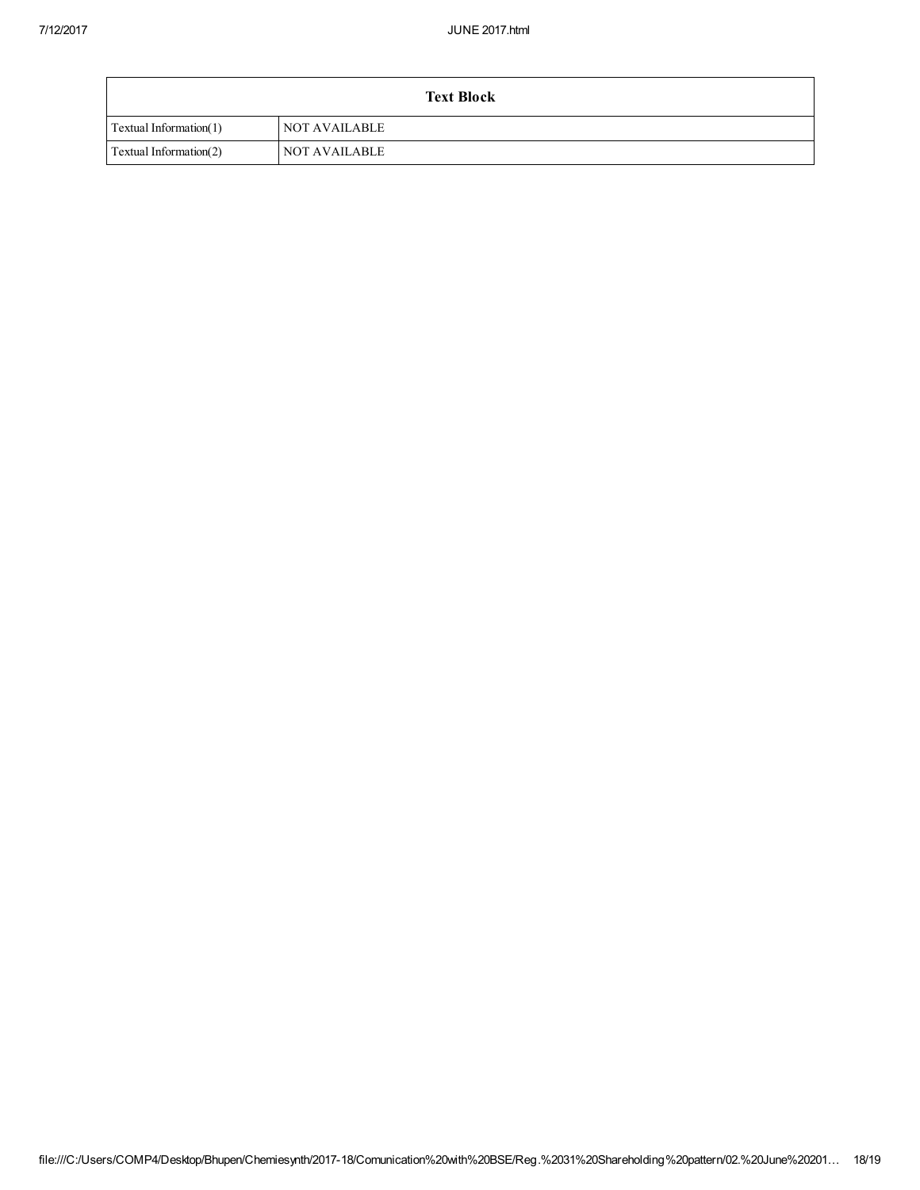| Text Block | |
|---|---|
| Textual Information(1) | NOT AVAILABLE |
| Textual Information(2) | NOT AVAILABLE |